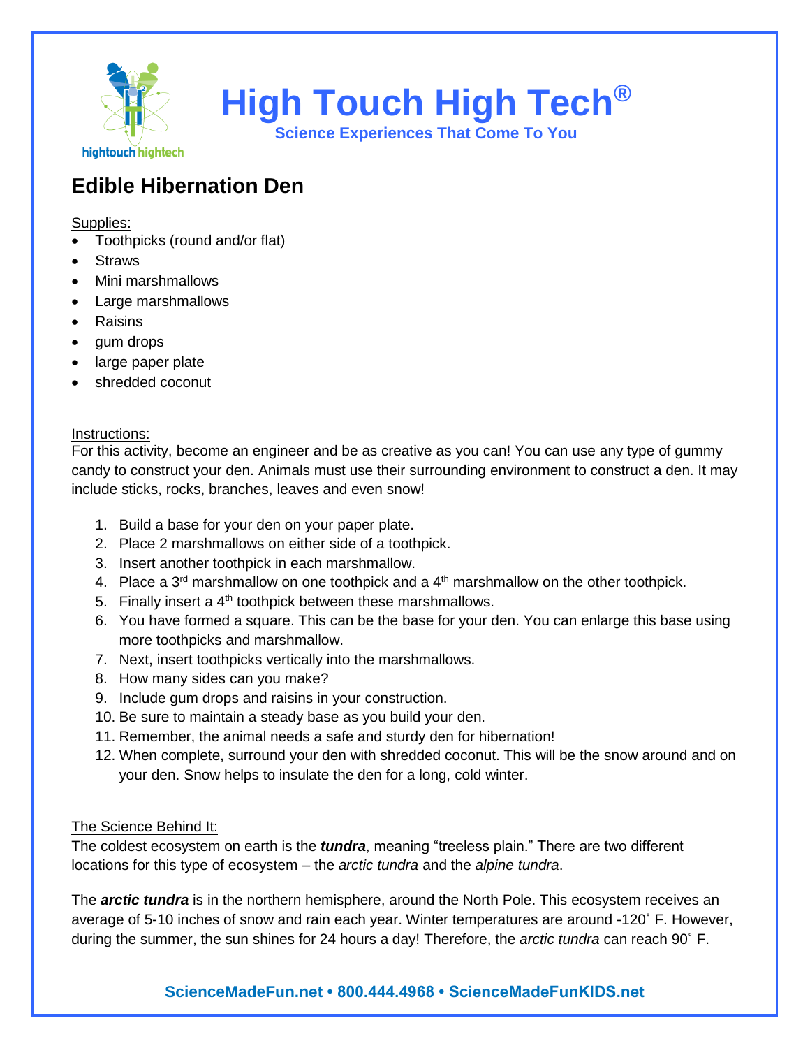# High Touch High Tech®

**Science Experiences That Come To You**

## Edible Hibernation Den

Supplies:

- Toothpicks (round and/or flat)
- Straws
- Mini marshmallows
- Large marshmallows
- Raisins
- gum drops
- large paper plate
- shredded coconut

Instructions:

For this activity, become an engineer and be as creative as you can! You can use any type of gummy candy to construct your den. Animals must use their surrounding environment to construct a den. It may include sticks, rocks, branches, leaves and even snow!

1. Build a base for your den on your paper plate.
2. Place 2 marshmallows on either side of a toothpick.
3. Insert another toothpick in each marshmallow.
4. Place a 3rd marshmallow on one toothpick and a 4th marshmallow on the other toothpick.
5. Finally insert a 4th toothpick between these marshmallows.
6. You have formed a square. This can be the base for your den. You can enlarge this base using more toothpicks and marshmallow.
7. Next, insert toothpicks vertically into the marshmallows.
8. How many sides can you make?
9. Include gum drops and raisins in your construction.
10. Be sure to maintain a steady base as you build your den.
11. Remember, the animal needs a safe and sturdy den for hibernation!
12. When complete, surround your den with shredded coconut. This will be the snow around and on your den. Snow helps to insulate the den for a long, cold winter.

The Science Behind It:

The coldest ecosystem on earth is the ***tundra***, meaning "treeless plain." There are two different locations for this type of ecosystem – the *arctic tundra* and the *alpine tundra*.

The ***arctic tundra*** is in the northern hemisphere, around the North Pole. This ecosystem receives an average of 5-10 inches of snow and rain each year. Winter temperatures are around -120˚ F. However, during the summer, the sun shines for 24 hours a day! Therefore, the *arctic tundra* can reach 90˚ F.

**ScienceMadeFun.net • 800.444.4968 • ScienceMadeFunKIDS.net**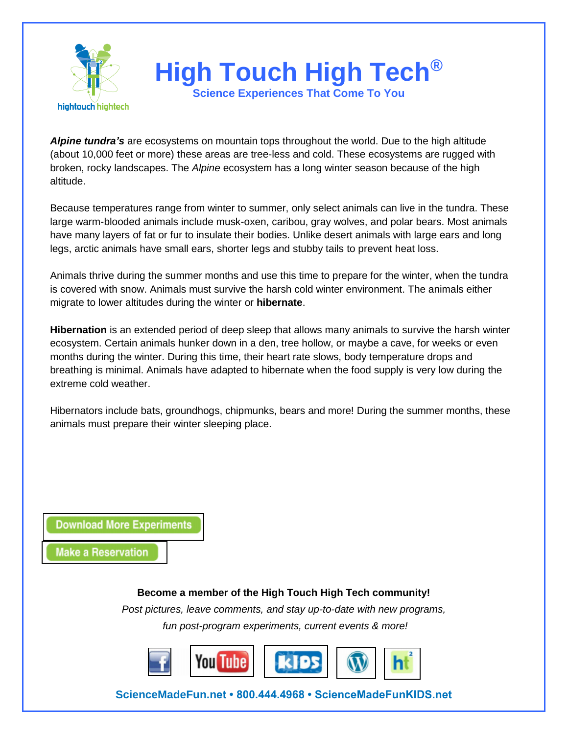# High Touch High Tech®

**Science Experiences That Come To You**

***Alpine tundra's*** are ecosystems on mountain tops throughout the world. Due to the high altitude (about 10,000 feet or more) these areas are tree-less and cold. These ecosystems are rugged with broken, rocky landscapes. The *Alpine* ecosystem has a long winter season because of the high altitude.

Because temperatures range from winter to summer, only select animals can live in the tundra. These large warm-blooded animals include musk-oxen, caribou, gray wolves, and polar bears. Most animals have many layers of fat or fur to insulate their bodies. Unlike desert animals with large ears and long legs, arctic animals have small ears, shorter legs and stubby tails to prevent heat loss.

Animals thrive during the summer months and use this time to prepare for the winter, when the tundra is covered with snow. Animals must survive the harsh cold winter environment. The animals either migrate to lower altitudes during the winter or **hibernate**.

**Hibernation** is an extended period of deep sleep that allows many animals to survive the harsh winter ecosystem. Certain animals hunker down in a den, tree hollow, or maybe a cave, for weeks or even months during the winter. During this time, their heart rate slows, body temperature drops and breathing is minimal. Animals have adapted to hibernate when the food supply is very low during the extreme cold weather.

Hibernators include bats, groundhogs, chipmunks, bears and more! During the summer months, these animals must prepare their winter sleeping place.

Download More Experiments

Make a Reservation

**Become a member of the High Touch High Tech community!**

*Post pictures, leave comments, and stay up-to-date with new programs, fun post-program experiments, current events & more!*

**ScienceMadeFun.net • 800.444.4968 • ScienceMadeFunKIDS.net**